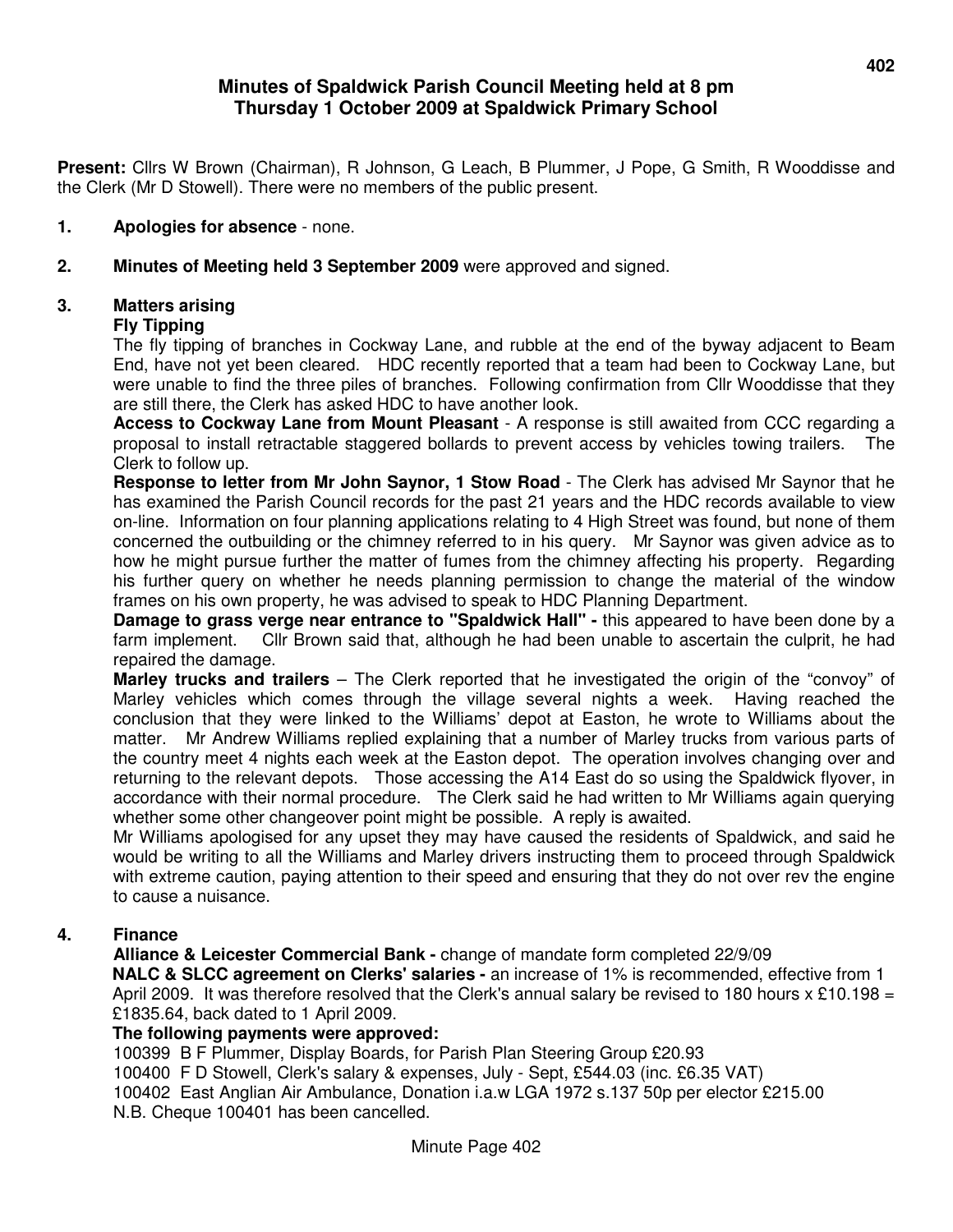# Minutes of Spaldwick Parish Council Meeting held at 8 pm Thursday 1 October 2009 at Spaldwick Primary School

**Present:** Cllrs W Brown (Chairman), R Johnson, G Leach, B Plummer, J Pope, G Smith, R Wooddisse and the Clerk (Mr D Stowell). There were no members of the public present.

1. **Apologies for absence** - none.

2. **Minutes of Meeting held 3 September 2009** were approved and signed.

3. **Matters arising**

   **Fly Tipping**

   The fly tipping of branches in Cockway Lane, and rubble at the end of the byway adjacent to Beam End, have not yet been cleared. HDC recently reported that a team had been to Cockway Lane, but were unable to find the three piles of branches. Following confirmation from Cllr Wooddisse that they are still there, the Clerk has asked HDC to have another look.

   **Access to Cockway Lane from Mount Pleasant** - A response is still awaited from CCC regarding a proposal to install retractable staggered bollards to prevent access by vehicles towing trailers. The Clerk to follow up.

   **Response to letter from Mr John Saynor, 1 Stow Road** - The Clerk has advised Mr Saynor that he has examined the Parish Council records for the past 21 years and the HDC records available to view on-line. Information on four planning applications relating to 4 High Street was found, but none of them concerned the outbuilding or the chimney referred to in his query. Mr Saynor was given advice as to how he might pursue further the matter of fumes from the chimney affecting his property. Regarding his further query on whether he needs planning permission to change the material of the window frames on his own property, he was advised to speak to HDC Planning Department.

   **Damage to grass verge near entrance to "Spaldwick Hall" -** this appeared to have been done by a farm implement. Cllr Brown said that, although he had been unable to ascertain the culprit, he had repaired the damage.

   **Marley trucks and trailers** – The Clerk reported that he investigated the origin of the "convoy" of Marley vehicles which comes through the village several nights a week. Having reached the conclusion that they were linked to the Williams' depot at Easton, he wrote to Williams about the matter. Mr Andrew Williams replied explaining that a number of Marley trucks from various parts of the country meet 4 nights each week at the Easton depot. The operation involves changing over and returning to the relevant depots. Those accessing the A14 East do so using the Spaldwick flyover, in accordance with their normal procedure. The Clerk said he had written to Mr Williams again querying whether some other changeover point might be possible. A reply is awaited.

   Mr Williams apologised for any upset they may have caused the residents of Spaldwick, and said he would be writing to all the Williams and Marley drivers instructing them to proceed through Spaldwick with extreme caution, paying attention to their speed and ensuring that they do not over rev the engine to cause a nuisance.

4. **Finance**

   **Alliance & Leicester Commercial Bank -** change of mandate form completed 22/9/09

   **NALC & SLCC agreement on Clerks' salaries -** an increase of 1% is recommended, effective from 1 April 2009. It was therefore resolved that the Clerk's annual salary be revised to 180 hours x £10.198 = £1835.64, back dated to 1 April 2009.

   **The following payments were approved:**

   100399 B F Plummer, Display Boards, for Parish Plan Steering Group £20.93
   100400 F D Stowell, Clerk's salary & expenses, July - Sept, £544.03 (inc. £6.35 VAT)
   100402 East Anglian Air Ambulance, Donation i.a.w LGA 1972 s.137 50p per elector £215.00
   N.B. Cheque 100401 has been cancelled.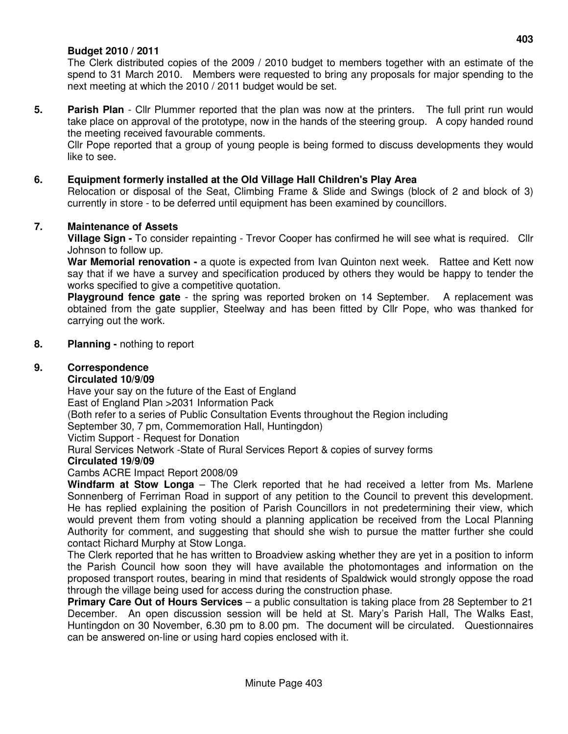**Budget 2010 / 2011**

The Clerk distributed copies of the 2009 / 2010 budget to members together with an estimate of the spend to 31 March 2010. Members were requested to bring any proposals for major spending to the next meeting at which the 2010 / 2011 budget would be set.

**5. Parish Plan** - Cllr Plummer reported that the plan was now at the printers. The full print run would take place on approval of the prototype, now in the hands of the steering group. A copy handed round the meeting received favourable comments.

Cllr Pope reported that a group of young people is being formed to discuss developments they would like to see.

**6. Equipment formerly installed at the Old Village Hall Children's Play Area**

Relocation or disposal of the Seat, Climbing Frame & Slide and Swings (block of 2 and block of 3) currently in store - to be deferred until equipment has been examined by councillors.

**7. Maintenance of Assets**

**Village Sign -** To consider repainting - Trevor Cooper has confirmed he will see what is required. Cllr Johnson to follow up.

**War Memorial renovation -** a quote is expected from Ivan Quinton next week. Rattee and Kett now say that if we have a survey and specification produced by others they would be happy to tender the works specified to give a competitive quotation.

**Playground fence gate** - the spring was reported broken on 14 September. A replacement was obtained from the gate supplier, Steelway and has been fitted by Cllr Pope, who was thanked for carrying out the work.

**8. Planning -** nothing to report

**9. Correspondence**

**Circulated 10/9/09**

Have your say on the future of the East of England
East of England Plan >2031 Information Pack
(Both refer to a series of Public Consultation Events throughout the Region including
September 30, 7 pm, Commemoration Hall, Huntingdon)
Victim Support - Request for Donation
Rural Services Network -State of Rural Services Report & copies of survey forms

**Circulated 19/9/09**

Cambs ACRE Impact Report 2008/09

**Windfarm at Stow Longa** – The Clerk reported that he had received a letter from Ms. Marlene Sonnenberg of Ferriman Road in support of any petition to the Council to prevent this development. He has replied explaining the position of Parish Councillors in not predetermining their view, which would prevent them from voting should a planning application be received from the Local Planning Authority for comment, and suggesting that should she wish to pursue the matter further she could contact Richard Murphy at Stow Longa.

The Clerk reported that he has written to Broadview asking whether they are yet in a position to inform the Parish Council how soon they will have available the photomontages and information on the proposed transport routes, bearing in mind that residents of Spaldwick would strongly oppose the road through the village being used for access during the construction phase.

**Primary Care Out of Hours Services** – a public consultation is taking place from 28 September to 21 December. An open discussion session will be held at St. Mary's Parish Hall, The Walks East, Huntingdon on 30 November, 6.30 pm to 8.00 pm. The document will be circulated. Questionnaires can be answered on-line or using hard copies enclosed with it.

Minute Page 403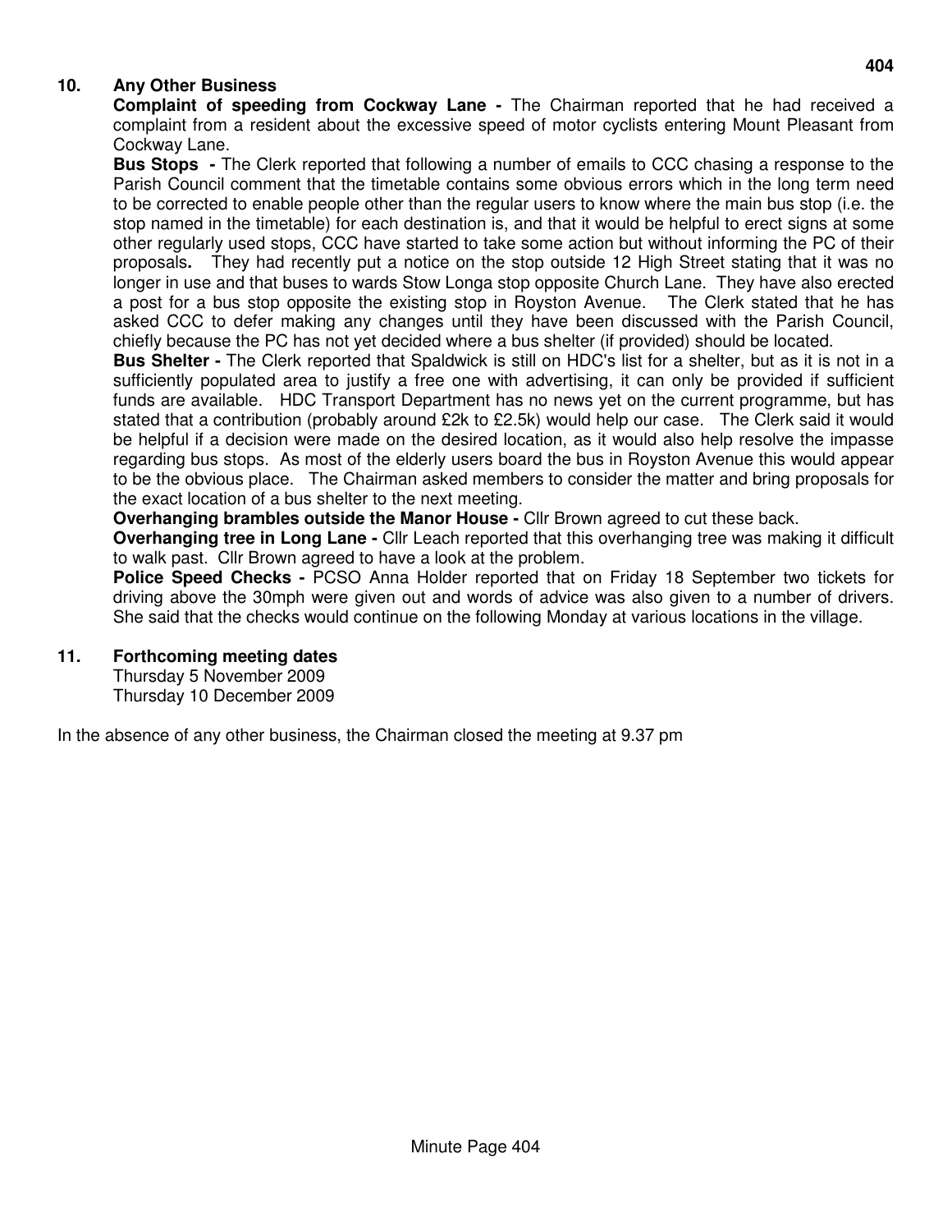## 10. Any Other Business

**Complaint of speeding from Cockway Lane -** The Chairman reported that he had received a complaint from a resident about the excessive speed of motor cyclists entering Mount Pleasant from Cockway Lane.

**Bus Stops -** The Clerk reported that following a number of emails to CCC chasing a response to the Parish Council comment that the timetable contains some obvious errors which in the long term need to be corrected to enable people other than the regular users to know where the main bus stop (i.e. the stop named in the timetable) for each destination is, and that it would be helpful to erect signs at some other regularly used stops, CCC have started to take some action but without informing the PC of their proposals**.** They had recently put a notice on the stop outside 12 High Street stating that it was no longer in use and that buses to wards Stow Longa stop opposite Church Lane. They have also erected a post for a bus stop opposite the existing stop in Royston Avenue. The Clerk stated that he has asked CCC to defer making any changes until they have been discussed with the Parish Council, chiefly because the PC has not yet decided where a bus shelter (if provided) should be located.

**Bus Shelter -** The Clerk reported that Spaldwick is still on HDC's list for a shelter, but as it is not in a sufficiently populated area to justify a free one with advertising, it can only be provided if sufficient funds are available. HDC Transport Department has no news yet on the current programme, but has stated that a contribution (probably around £2k to £2.5k) would help our case. The Clerk said it would be helpful if a decision were made on the desired location, as it would also help resolve the impasse regarding bus stops. As most of the elderly users board the bus in Royston Avenue this would appear to be the obvious place. The Chairman asked members to consider the matter and bring proposals for the exact location of a bus shelter to the next meeting.

**Overhanging brambles outside the Manor House -** Cllr Brown agreed to cut these back.

**Overhanging tree in Long Lane -** Cllr Leach reported that this overhanging tree was making it difficult to walk past. Cllr Brown agreed to have a look at the problem.

**Police Speed Checks -** PCSO Anna Holder reported that on Friday 18 September two tickets for driving above the 30mph were given out and words of advice was also given to a number of drivers. She said that the checks would continue on the following Monday at various locations in the village.

## 11. Forthcoming meeting dates

Thursday 5 November 2009
Thursday 10 December 2009

In the absence of any other business, the Chairman closed the meeting at 9.37 pm